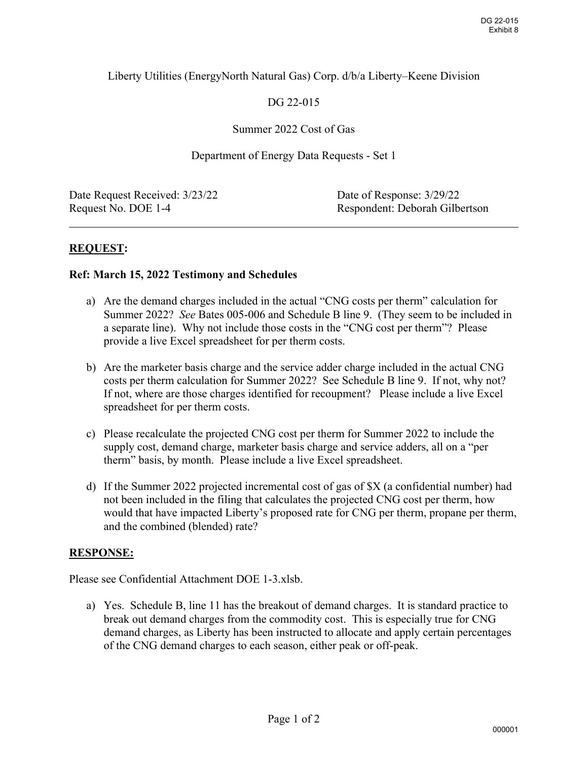Liberty Utilities (EnergyNorth Natural Gas) Corp. d/b/a Liberty–Keene Division

DG 22-015

Summer 2022 Cost of Gas

Department of Energy Data Requests - Set 1

Date Request Received: 3/23/22 | Date of Response: 3/29/22
Request No. DOE 1-4 | Respondent: Deborah Gilbertson

---

## **REQUEST:**

**Ref: March 15, 2022 Testimony and Schedules**

a) Are the demand charges included in the actual "CNG costs per therm" calculation for Summer 2022? *See* Bates 005-006 and Schedule B line 9. (They seem to be included in a separate line). Why not include those costs in the "CNG cost per therm"? Please provide a live Excel spreadsheet for per therm costs.

b) Are the marketer basis charge and the service adder charge included in the actual CNG costs per therm calculation for Summer 2022? See Schedule B line 9. If not, why not? If not, where are those charges identified for recoupment? Please include a live Excel spreadsheet for per therm costs.

c) Please recalculate the projected CNG cost per therm for Summer 2022 to include the supply cost, demand charge, marketer basis charge and service adders, all on a "per therm" basis, by month. Please include a live Excel spreadsheet.

d) If the Summer 2022 projected incremental cost of gas of $X (a confidential number) had not been included in the filing that calculates the projected CNG cost per therm, how would that have impacted Liberty's proposed rate for CNG per therm, propane per therm, and the combined (blended) rate?

## **RESPONSE:**

Please see Confidential Attachment DOE 1-3.xlsb.

a) Yes. Schedule B, line 11 has the breakout of demand charges. It is standard practice to break out demand charges from the commodity cost. This is especially true for CNG demand charges, as Liberty has been instructed to allocate and apply certain percentages of the CNG demand charges to each season, either peak or off-peak.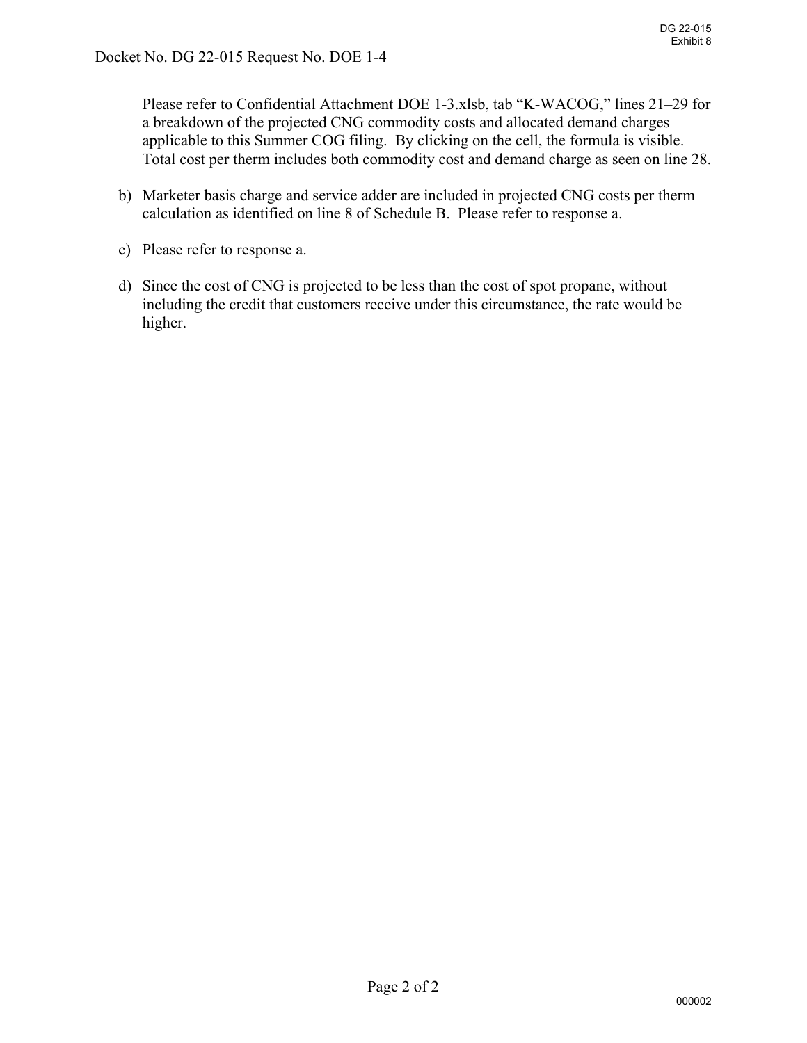Docket No. DG 22-015 Request No. DOE 1-4

Please refer to Confidential Attachment DOE 1-3.xlsb, tab "K-WACOG," lines 21–29 for a breakdown of the projected CNG commodity costs and allocated demand charges applicable to this Summer COG filing. By clicking on the cell, the formula is visible. Total cost per therm includes both commodity cost and demand charge as seen on line 28.

b) Marketer basis charge and service adder are included in projected CNG costs per therm calculation as identified on line 8 of Schedule B. Please refer to response a.

c) Please refer to response a.

d) Since the cost of CNG is projected to be less than the cost of spot propane, without including the credit that customers receive under this circumstance, the rate would be higher.